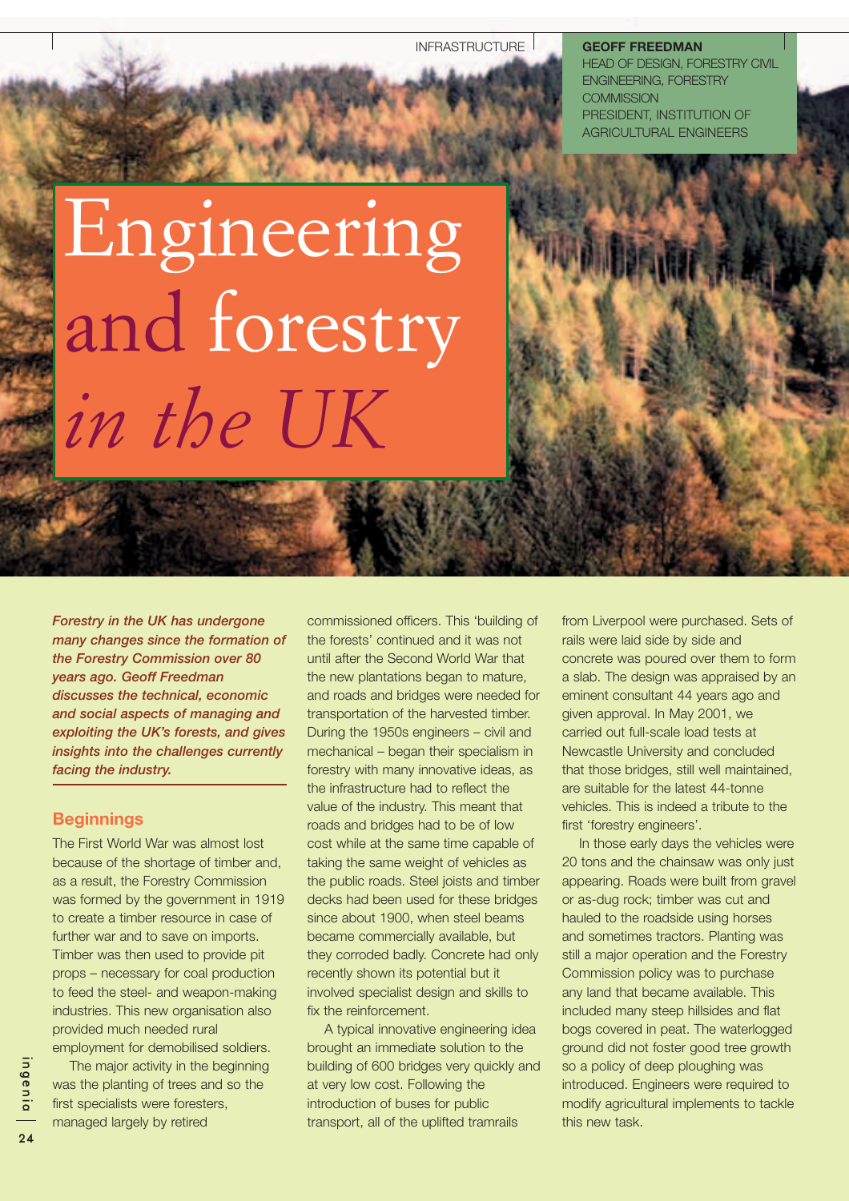# Engineering and forestry *in the UK*

**GEOFF FREEDMAN**
HEAD OF DESIGN, FORESTRY CIVIL ENGINEERING, FORESTRY COMMISSION
PRESIDENT, INSTITUTION OF AGRICULTURAL ENGINEERS

***Forestry in the UK has undergone many changes since the formation of the Forestry Commission over 80 years ago. Geoff Freedman discusses the technical, economic and social aspects of managing and exploiting the UK's forests, and gives insights into the challenges currently facing the industry.***

## Beginnings

The First World War was almost lost because of the shortage of timber and, as a result, the Forestry Commission was formed by the government in 1919 to create a timber resource in case of further war and to save on imports. Timber was then used to provide pit props – necessary for coal production to feed the steel- and weapon-making industries. This new organisation also provided much needed rural employment for demobilised soldiers.

The major activity in the beginning was the planting of trees and so the first specialists were foresters, managed largely by retired commissioned officers. This 'building of the forests' continued and it was not until after the Second World War that the new plantations began to mature, and roads and bridges were needed for transportation of the harvested timber. During the 1950s engineers – civil and mechanical – began their specialism in forestry with many innovative ideas, as the infrastructure had to reflect the value of the industry. This meant that roads and bridges had to be of low cost while at the same time capable of taking the same weight of vehicles as the public roads. Steel joists and timber decks had been used for these bridges since about 1900, when steel beams became commercially available, but they corroded badly. Concrete had only recently shown its potential but it involved specialist design and skills to fix the reinforcement.

A typical innovative engineering idea brought an immediate solution to the building of 600 bridges very quickly and at very low cost. Following the introduction of buses for public transport, all of the uplifted tramrails from Liverpool were purchased. Sets of rails were laid side by side and concrete was poured over them to form a slab. The design was appraised by an eminent consultant 44 years ago and given approval. In May 2001, we carried out full-scale load tests at Newcastle University and concluded that those bridges, still well maintained, are suitable for the latest 44-tonne vehicles. This is indeed a tribute to the first 'forestry engineers'.

In those early days the vehicles were 20 tons and the chainsaw was only just appearing. Roads were built from gravel or as-dug rock; timber was cut and hauled to the roadside using horses and sometimes tractors. Planting was still a major operation and the Forestry Commission policy was to purchase any land that became available. This included many steep hillsides and flat bogs covered in peat. The waterlogged ground did not foster good tree growth so a policy of deep ploughing was introduced. Engineers were required to modify agricultural implements to tackle this new task.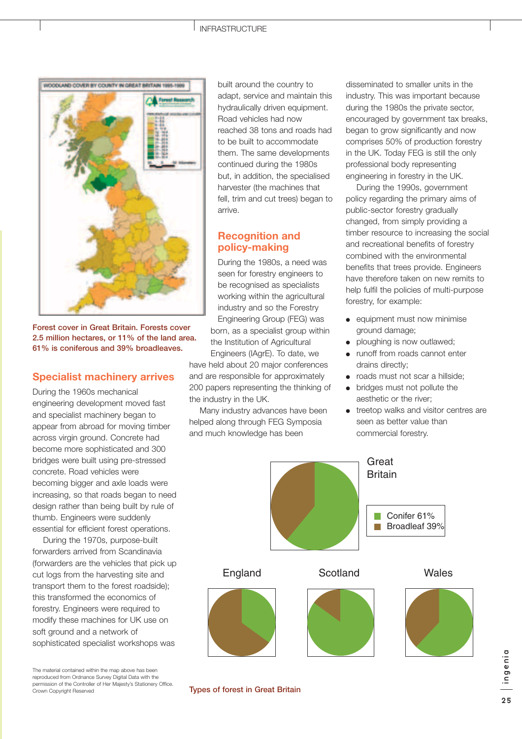Forest cover in Great Britain. Forests cover 2.5 million hectares, or 11% of the land area. 61% is coniferous and 39% broadleaves.

## Specialist machinery arrives

During the 1960s mechanical engineering development moved fast and specialist machinery began to appear from abroad for moving timber across virgin ground. Concrete had become more sophisticated and 300 bridges were built using pre-stressed concrete. Road vehicles were becoming bigger and axle loads were increasing, so that roads began to need design rather than being built by rule of thumb. Engineers were suddenly essential for efficient forest operations.

During the 1970s, purpose-built forwarders arrived from Scandinavia (forwarders are the vehicles that pick up cut logs from the harvesting site and transport them to the forest roadside); this transformed the economics of forestry. Engineers were required to modify these machines for UK use on soft ground and a network of sophisticated specialist workshops was built around the country to adapt, service and maintain this hydraulically driven equipment. Road vehicles had now reached 38 tons and roads had to be built to accommodate them. The same developments continued during the 1980s but, in addition, the specialised harvester (the machines that fell, trim and cut trees) began to arrive.

## Recognition and policy-making

During the 1980s, a need was seen for forestry engineers to be recognised as specialists working within the agricultural industry and so the Forestry Engineering Group (FEG) was born, as a specialist group within the Institution of Agricultural Engineers (IAgrE). To date, we have held about 20 major conferences and are responsible for approximately 200 papers representing the thinking of the industry in the UK.

Many industry advances have been helped along through FEG Symposia and much knowledge has been disseminated to smaller units in the industry. This was important because during the 1980s the private sector, encouraged by government tax breaks, began to grow significantly and now comprises 50% of production forestry in the UK. Today FEG is still the only professional body representing engineering in forestry in the UK.

During the 1990s, government policy regarding the primary aims of public-sector forestry gradually changed, from simply providing a timber resource to increasing the social and recreational benefits of forestry combined with the environmental benefits that trees provide. Engineers have therefore taken on new remits to help fulfil the policies of multi-purpose forestry, for example:

- equipment must now minimise ground damage;
- ploughing is now outlawed;
- runoff from roads cannot enter drains directly;
- roads must not scar a hillside;
- bridges must not pollute the aesthetic or the river;
- treetop walks and visitor centres are seen as better value than commercial forestry.

Great Britain

Conifer 61%
Broadleaf 39%

England — Scotland — Wales

Types of forest in Great Britain

The material contained within the map above has been reproduced from Ordnance Survey Digital Data with the permission of the Controller of Her Majesty's Stationery Office. Crown Copyright Reserved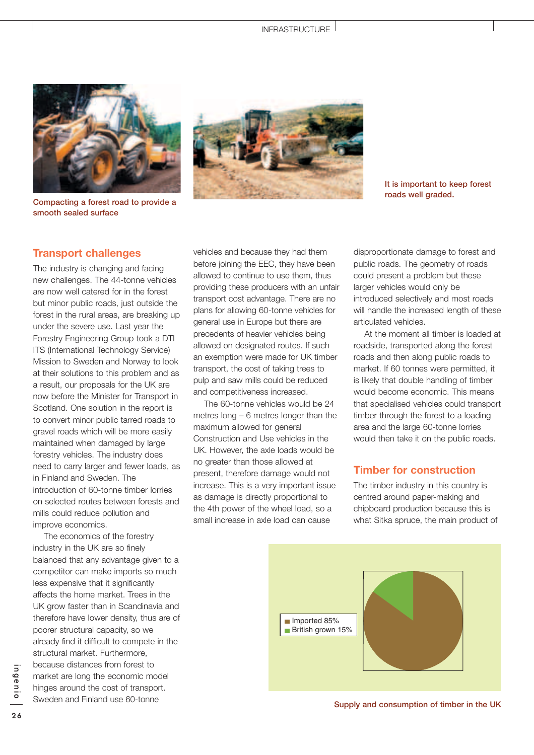Compacting a forest road to provide a smooth sealed surface

It is important to keep forest roads well graded.

## Transport challenges

The industry is changing and facing new challenges. The 44-tonne vehicles are now well catered for in the forest but minor public roads, just outside the forest in the rural areas, are breaking up under the severe use. Last year the Forestry Engineering Group took a DTI ITS (International Technology Service) Mission to Sweden and Norway to look at their solutions to this problem and as a result, our proposals for the UK are now before the Minister for Transport in Scotland. One solution in the report is to convert minor public tarred roads to gravel roads which will be more easily maintained when damaged by large forestry vehicles. The industry does need to carry larger and fewer loads, as in Finland and Sweden. The introduction of 60-tonne timber lorries on selected routes between forests and mills could reduce pollution and improve economics.

The economics of the forestry industry in the UK are so finely balanced that any advantage given to a competitor can make imports so much less expensive that it significantly affects the home market. Trees in the UK grow faster than in Scandinavia and therefore have lower density, thus are of poorer structural capacity, so we already find it difficult to compete in the structural market. Furthermore, because distances from forest to market are long the economic model hinges around the cost of transport. Sweden and Finland use 60-tonne vehicles and because they had them before joining the EEC, they have been allowed to continue to use them, thus providing these producers with an unfair transport cost advantage. There are no plans for allowing 60-tonne vehicles for general use in Europe but there are precedents of heavier vehicles being allowed on designated routes. If such an exemption were made for UK timber transport, the cost of taking trees to pulp and saw mills could be reduced and competitiveness increased.

The 60-tonne vehicles would be 24 metres long – 6 metres longer than the maximum allowed for general Construction and Use vehicles in the UK. However, the axle loads would be no greater than those allowed at present, therefore damage would not increase. This is a very important issue as damage is directly proportional to the 4th power of the wheel load, so a small increase in axle load can cause disproportionate damage to forest and public roads. The geometry of roads could present a problem but these larger vehicles would only be introduced selectively and most roads will handle the increased length of these articulated vehicles.

At the moment all timber is loaded at roadside, transported along the forest roads and then along public roads to market. If 60 tonnes were permitted, it is likely that double handling of timber would become economic. This means that specialised vehicles could transport timber through the forest to a loading area and the large 60-tonne lorries would then take it on the public roads.

## Timber for construction

The timber industry in this country is centred around paper-making and chipboard production because this is what Sitka spruce, the main product of

Imported 85%
British grown 15%

Supply and consumption of timber in the UK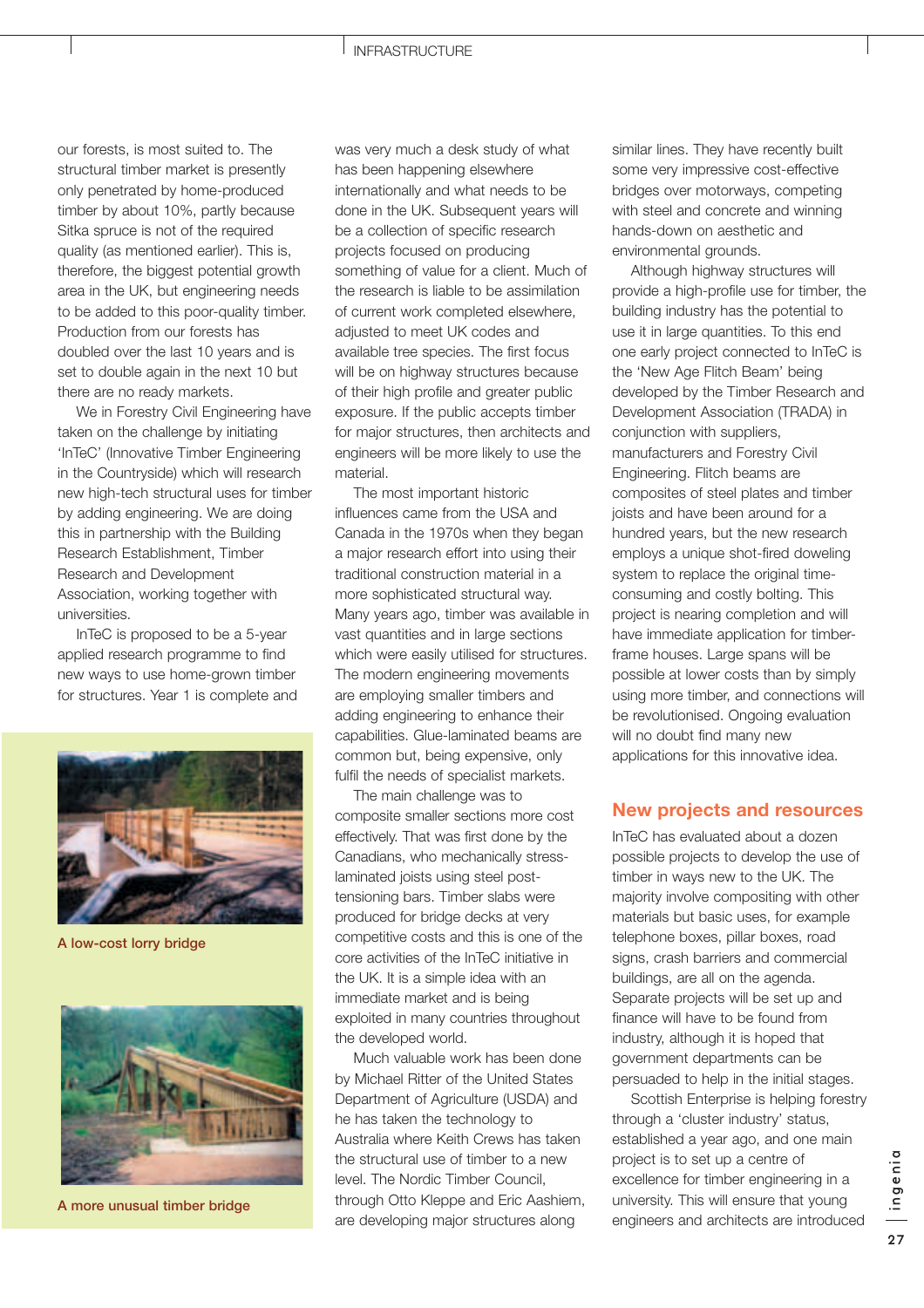our forests, is most suited to. The structural timber market is presently only penetrated by home-produced timber by about 10%, partly because Sitka spruce is not of the required quality (as mentioned earlier). This is, therefore, the biggest potential growth area in the UK, but engineering needs to be added to this poor-quality timber. Production from our forests has doubled over the last 10 years and is set to double again in the next 10 but there are no ready markets.

We in Forestry Civil Engineering have taken on the challenge by initiating 'InTeC' (Innovative Timber Engineering in the Countryside) which will research new high-tech structural uses for timber by adding engineering. We are doing this in partnership with the Building Research Establishment, Timber Research and Development Association, working together with universities.

InTeC is proposed to be a 5-year applied research programme to find new ways to use home-grown timber for structures. Year 1 is complete and was very much a desk study of what has been happening elsewhere internationally and what needs to be done in the UK. Subsequent years will be a collection of specific research projects focused on producing something of value for a client. Much of the research is liable to be assimilation of current work completed elsewhere, adjusted to meet UK codes and available tree species. The first focus will be on highway structures because of their high profile and greater public exposure. If the public accepts timber for major structures, then architects and engineers will be more likely to use the material.

The most important historic influences came from the USA and Canada in the 1970s when they began a major research effort into using their traditional construction material in a more sophisticated structural way. Many years ago, timber was available in vast quantities and in large sections which were easily utilised for structures. The modern engineering movements are employing smaller timbers and adding engineering to enhance their capabilities. Glue-laminated beams are common but, being expensive, only fulfil the needs of specialist markets.

The main challenge was to composite smaller sections more cost effectively. That was first done by the Canadians, who mechanically stress-laminated joists using steel post-tensioning bars. Timber slabs were produced for bridge decks at very competitive costs and this is one of the core activities of the InTeC initiative in the UK. It is a simple idea with an immediate market and is being exploited in many countries throughout the developed world.

Much valuable work has been done by Michael Ritter of the United States Department of Agriculture (USDA) and he has taken the technology to Australia where Keith Crews has taken the structural use of timber to a new level. The Nordic Timber Council, through Otto Kleppe and Eric Aashiem, are developing major structures along similar lines. They have recently built some very impressive cost-effective bridges over motorways, competing with steel and concrete and winning hands-down on aesthetic and environmental grounds.

Although highway structures will provide a high-profile use for timber, the building industry has the potential to use it in large quantities. To this end one early project connected to InTeC is the 'New Age Flitch Beam' being developed by the Timber Research and Development Association (TRADA) in conjunction with suppliers, manufacturers and Forestry Civil Engineering. Flitch beams are composites of steel plates and timber joists and have been around for a hundred years, but the new research employs a unique shot-fired doweling system to replace the original time-consuming and costly bolting. This project is nearing completion and will have immediate application for timber-frame houses. Large spans will be possible at lower costs than by simply using more timber, and connections will be revolutionised. Ongoing evaluation will no doubt find many new applications for this innovative idea.

A low-cost lorry bridge

A more unusual timber bridge

## New projects and resources

InTeC has evaluated about a dozen possible projects to develop the use of timber in ways new to the UK. The majority involve compositing with other materials but basic uses, for example telephone boxes, pillar boxes, road signs, crash barriers and commercial buildings, are all on the agenda. Separate projects will be set up and finance will have to be found from industry, although it is hoped that government departments can be persuaded to help in the initial stages.

Scottish Enterprise is helping forestry through a 'cluster industry' status, established a year ago, and one main project is to set up a centre of excellence for timber engineering in a university. This will ensure that young engineers and architects are introduced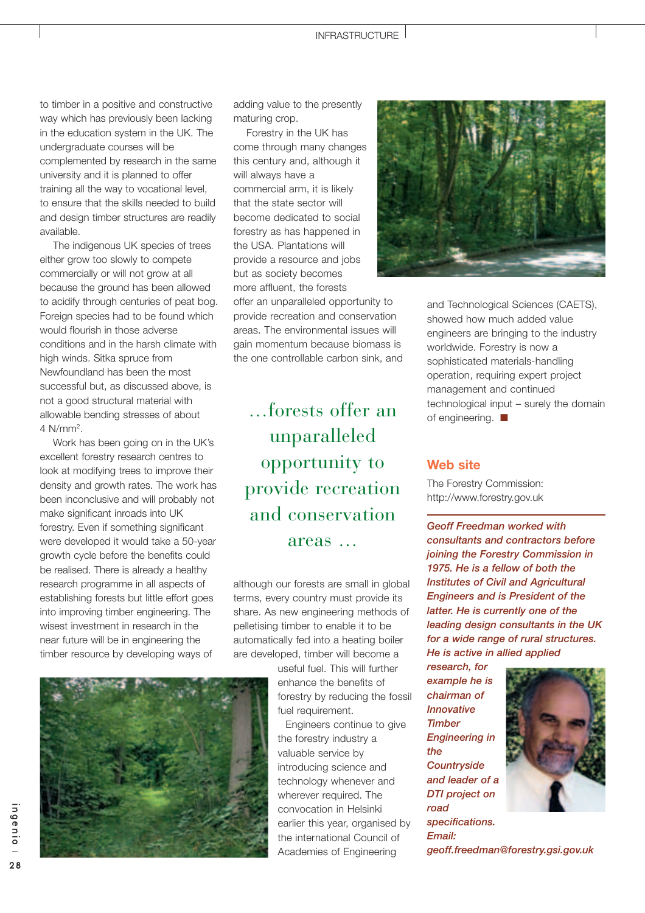to timber in a positive and constructive way which has previously been lacking in the education system in the UK. The undergraduate courses will be complemented by research in the same university and it is planned to offer training all the way to vocational level, to ensure that the skills needed to build and design timber structures are readily available.

The indigenous UK species of trees either grow too slowly to compete commercially or will not grow at all because the ground has been allowed to acidify through centuries of peat bog. Foreign species had to be found which would flourish in those adverse conditions and in the harsh climate with high winds. Sitka spruce from Newfoundland has been the most successful but, as discussed above, is not a good structural material with allowable bending stresses of about 4 $N/mm^2$.

Work has been going on in the UK's excellent forestry research centres to look at modifying trees to improve their density and growth rates. The work has been inconclusive and will probably not make significant inroads into UK forestry. Even if something significant were developed it would take a 50-year growth cycle before the benefits could be realised. There is already a healthy research programme in all aspects of establishing forests but little effort goes into improving timber engineering. The wisest investment in research in the near future will be in engineering the timber resource by developing ways of adding value to the presently maturing crop.

Forestry in the UK has come through many changes this century and, although it will always have a commercial arm, it is likely that the state sector will become dedicated to social forestry as has happened in the USA. Plantations will provide a resource and jobs but as society becomes more affluent, the forests offer an unparalleled opportunity to provide recreation and conservation areas. The environmental issues will gain momentum because biomass is the one controllable carbon sink, and although our forests are small in global terms, every country must provide its share. As new engineering methods of pelletising timber to enable it to be automatically fed into a heating boiler are developed, timber will become a useful fuel. This will further enhance the benefits of forestry by reducing the fossil fuel requirement.

> …forests offer an unparalleled opportunity to provide recreation and conservation areas …

Engineers continue to give the forestry industry a valuable service by introducing science and technology whenever and wherever required. The convocation in Helsinki earlier this year, organised by the international Council of Academies of Engineering and Technological Sciences (CAETS), showed how much added value engineers are bringing to the industry worldwide. Forestry is now a sophisticated materials-handling operation, requiring expert project management and continued technological input – surely the domain of engineering. ■

## Web site

The Forestry Commission:
http://www.forestry.gov.uk

*Geoff Freedman worked with consultants and contractors before joining the Forestry Commission in 1975. He is a fellow of both the Institutes of Civil and Agricultural Engineers and is President of the latter. He is currently one of the leading design consultants in the UK for a wide range of rural structures. He is active in allied applied research, for example he is chairman of Innovative Timber Engineering in the Countryside and leader of a DTI project on road specifications. Email: geoff.freedman@forestry.gsi.gov.uk*